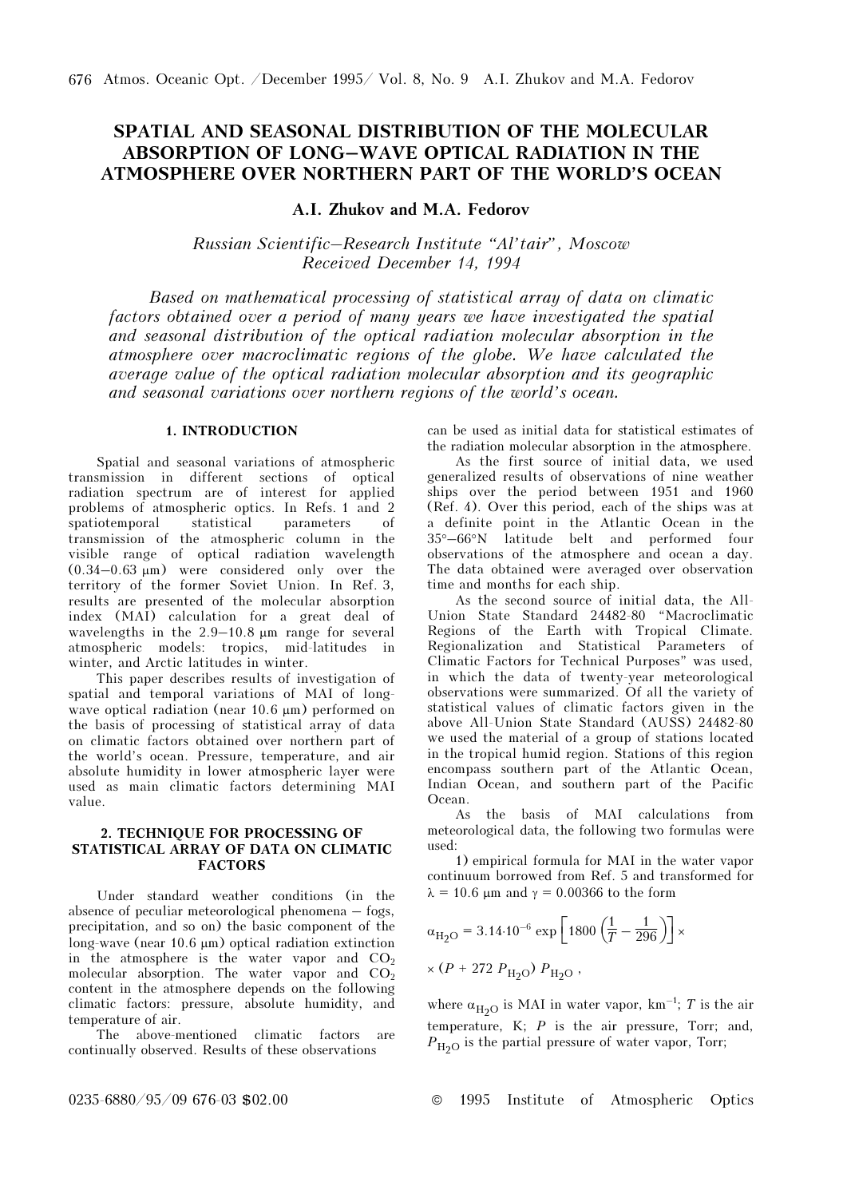# SPATIAL AND SEASONAL DISTRIBUTION OF THE MOLECULAR ABSORPTION OF LONG-WAVE OPTICAL RADIATION IN THE ATMOSPHERE OVER NORTHERN PART OF THE WORLD'S OCEAN

**A.I. Zhukov and M.A. Fedorov**

*Russian Scientific–Research Institute "Al'tair", Moscow*
*Received December 14, 1994*

*Based on mathematical processing of statistical array of data on climatic factors obtained over a period of many years we have investigated the spatial and seasonal distribution of the optical radiation molecular absorption in the atmosphere over macroclimatic regions of the globe. We have calculated the average value of the optical radiation molecular absorption and its geographic and seasonal variations over northern regions of the world's ocean.*

## 1. INTRODUCTION

Spatial and seasonal variations of atmospheric transmission in different sections of optical radiation spectrum are of interest for applied problems of atmospheric optics. In Refs. 1 and 2 spatiotemporal statistical parameters of transmission of the atmospheric column in the visible range of optical radiation wavelength (0.34–0.63 μm) were considered only over the territory of the former Soviet Union. In Ref. 3, results are presented of the molecular absorption index (MAI) calculation for a great deal of wavelengths in the 2.9–10.8 μm range for several atmospheric models: tropics, mid-latitudes in winter, and Arctic latitudes in winter.

This paper describes results of investigation of spatial and temporal variations of MAI of long-wave optical radiation (near 10.6 μm) performed on the basis of processing of statistical array of data on climatic factors obtained over northern part of the world's ocean. Pressure, temperature, and air absolute humidity in lower atmospheric layer were used as main climatic factors determining MAI value.

## 2. TECHNIQUE FOR PROCESSING OF STATISTICAL ARRAY OF DATA ON CLIMATIC FACTORS

Under standard weather conditions (in the absence of peculiar meteorological phenomena – fogs, precipitation, and so on) the basic component of the long-wave (near 10.6 μm) optical radiation extinction in the atmosphere is the water vapor and $CO_2$ molecular absorption. The water vapor and $CO_2$ content in the atmosphere depends on the following climatic factors: pressure, absolute humidity, and temperature of air.

The above-mentioned climatic factors are continually observed. Results of these observations can be used as initial data for statistical estimates of the radiation molecular absorption in the atmosphere.

As the first source of initial data, we used generalized results of observations of nine weather ships over the period between 1951 and 1960 (Ref. 4). Over this period, each of the ships was at a definite point in the Atlantic Ocean in the 35°–66°N latitude belt and performed four observations of the atmosphere and ocean a day. The data obtained were averaged over observation time and months for each ship.

As the second source of initial data, the All-Union State Standard 24482-80 "Macroclimatic Regions of the Earth with Tropical Climate. Regionalization and Statistical Parameters of Climatic Factors for Technical Purposes" was used, in which the data of twenty-year meteorological observations were summarized. Of all the variety of statistical values of climatic factors given in the above All-Union State Standard (AUSS) 24482-80 we used the material of a group of stations located in the tropical humid region. Stations of this region encompass southern part of the Atlantic Ocean, Indian Ocean, and southern part of the Pacific Ocean.

As the basis of MAI calculations from meteorological data, the following two formulas were used:

1) empirical formula for MAI in the water vapor continuum borrowed from Ref. 5 and transformed for $\lambda = 10.6$ μm and $\gamma = 0.00366$ to the form

$$\alpha_{H_2O} = 3.14 \cdot 10^{-6} \exp\left[1800\left(\frac{1}{T} - \frac{1}{296}\right)\right] \times$$

$$\times (P + 272\, P_{H_2O})\, P_{H_2O}\,,$$

where $\alpha_{H_2O}$ is MAI in water vapor, km$^{-1}$; $T$ is the air temperature, K; $P$ is the air pressure, Torr; and, $P_{H_2O}$ is the partial pressure of water vapor, Torr;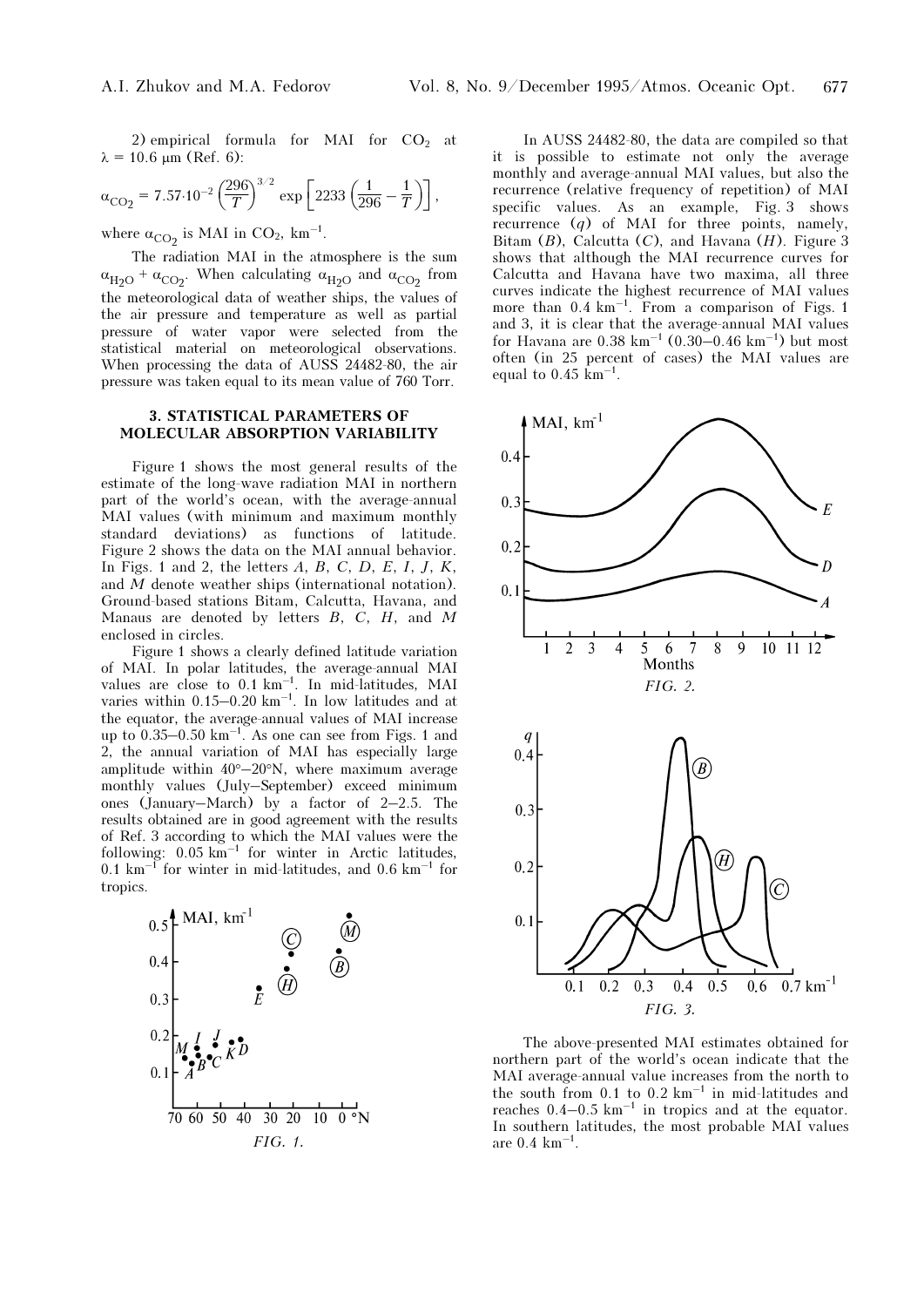2) empirical formula for MAI for $CO_2$ at $\lambda = 10.6$ μm (Ref. 6):

$$\alpha_{CO_2} = 7.57 \cdot 10^{-2} \left(\frac{296}{T}\right)^{3/2} \exp\left[2233\left(\frac{1}{296} - \frac{1}{T}\right)\right],$$

where $\alpha_{CO_2}$ is MAI in $CO_2$, km$^{-1}$.

The radiation MAI in the atmosphere is the sum $\alpha_{H_2O} + \alpha_{CO_2}$. When calculating $\alpha_{H_2O}$ and $\alpha_{CO_2}$ from the meteorological data of weather ships, the values of the air pressure and temperature as well as partial pressure of water vapor were selected from the statistical material on meteorological observations. When processing the data of AUSS 24482-80, the air pressure was taken equal to its mean value of 760 Torr.

### 3. STATISTICAL PARAMETERS OF MOLECULAR ABSORPTION VARIABILITY

Figure 1 shows the most general results of the estimate of the long-wave radiation MAI in northern part of the world's ocean, with the average-annual MAI values (with minimum and maximum monthly standard deviations) as functions of latitude. Figure 2 shows the data on the MAI annual behavior. In Figs. 1 and 2, the letters *A*, *B*, *C*, *D*, *E*, *I*, *J*, *K*, and *M* denote weather ships (international notation). Ground-based stations Bitam, Calcutta, Havana, and Manaus are denoted by letters *B*, *C*, *H*, and *M* enclosed in circles.

Figure 1 shows a clearly defined latitude variation of MAI. In polar latitudes, the average-annual MAI values are close to 0.1 km$^{-1}$. In mid-latitudes, MAI varies within 0.15–0.20 km$^{-1}$. In low latitudes and at the equator, the average-annual values of MAI increase up to 0.35–0.50 km$^{-1}$. As one can see from Figs. 1 and 2, the annual variation of MAI has especially large amplitude within 40°–20°N, where maximum average monthly values (July–September) exceed minimum ones (January–March) by a factor of 2–2.5. The results obtained are in good agreement with the results of Ref. 3 according to which the MAI values were the following: 0.05 km$^{-1}$ for winter in Arctic latitudes, 0.1 km$^{-1}$ for winter in mid-latitudes, and 0.6 km$^{-1}$ for tropics.

*FIG. 1.*

In AUSS 24482-80, the data are compiled so that it is possible to estimate not only the average monthly and average-annual MAI values, but also the recurrence (relative frequency of repetition) of MAI specific values. As an example, Fig. 3 shows recurrence ($q$) of MAI for three points, namely, Bitam (*B*), Calcutta (*C*), and Havana (*H*). Figure 3 shows that although the MAI recurrence curves for Calcutta and Havana have two maxima, all three curves indicate the highest recurrence of MAI values more than 0.4 km$^{-1}$. From a comparison of Figs. 1 and 3, it is clear that the average-annual MAI values for Havana are 0.38 km$^{-1}$ (0.30–0.46 km$^{-1}$) but most often (in 25 percent of cases) the MAI values are equal to 0.45 km$^{-1}$.

*FIG. 2.*

*FIG. 3.*

The above-presented MAI estimates obtained for northern part of the world's ocean indicate that the MAI average-annual value increases from the north to the south from 0.1 to 0.2 km$^{-1}$ in mid-latitudes and reaches 0.4–0.5 km$^{-1}$ in tropics and at the equator. In southern latitudes, the most probable MAI values are 0.4 km$^{-1}$.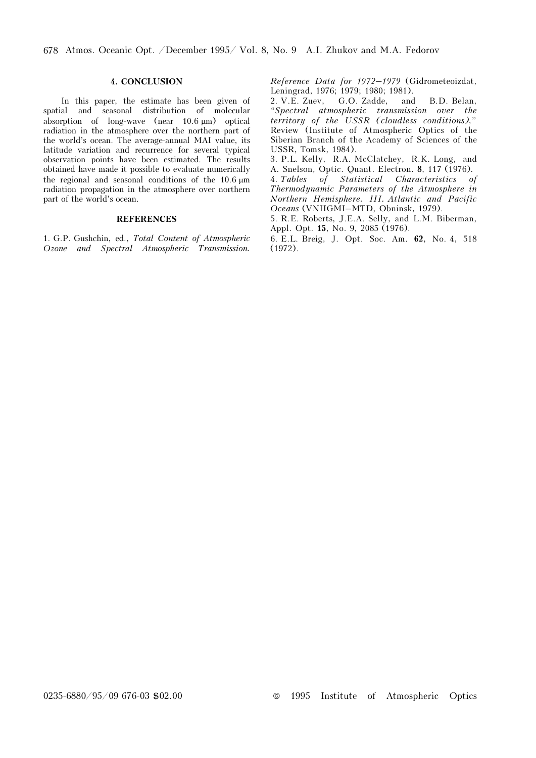## 4. CONCLUSION

In this paper, the estimate has been given of spatial and seasonal distribution of molecular absorption of long-wave (near 10.6 μm) optical radiation in the atmosphere over the northern part of the world's ocean. The average-annual MAI value, its latitude variation and recurrence for several typical observation points have been estimated. The results obtained have made it possible to evaluate numerically the regional and seasonal conditions of the 10.6 μm radiation propagation in the atmosphere over northern part of the world's ocean.

## REFERENCES

1. G.P. Gushchin, ed., *Total Content of Atmospheric Ozone and Spectral Atmospheric Transmission. Reference Data for 1972–1979* (Gidrometeoizdat, Leningrad, 1976; 1979; 1980; 1981).
2. V.E. Zuev, G.O. Zadde, and B.D. Belan, *"Spectral atmospheric transmission over the territory of the USSR (cloudless conditions),"* Review (Institute of Atmospheric Optics of the Siberian Branch of the Academy of Sciences of the USSR, Tomsk, 1984).
3. P.L. Kelly, R.A. McClatchey, R.K. Long, and A. Snelson, Optic. Quant. Electron. **8**, 117 (1976).
4. *Tables of Statistical Characteristics of Thermodynamic Parameters of the Atmosphere in Northern Hemisphere. III. Atlantic and Pacific Oceans* (VNIIGMI–MTD, Obninsk, 1979).
5. R.E. Roberts, J.E.A. Selly, and L.M. Biberman, Appl. Opt. **15**, No. 9, 2085 (1976).
6. E.L. Breig, J. Opt. Soc. Am. **62**, No. 4, 518 (1972).